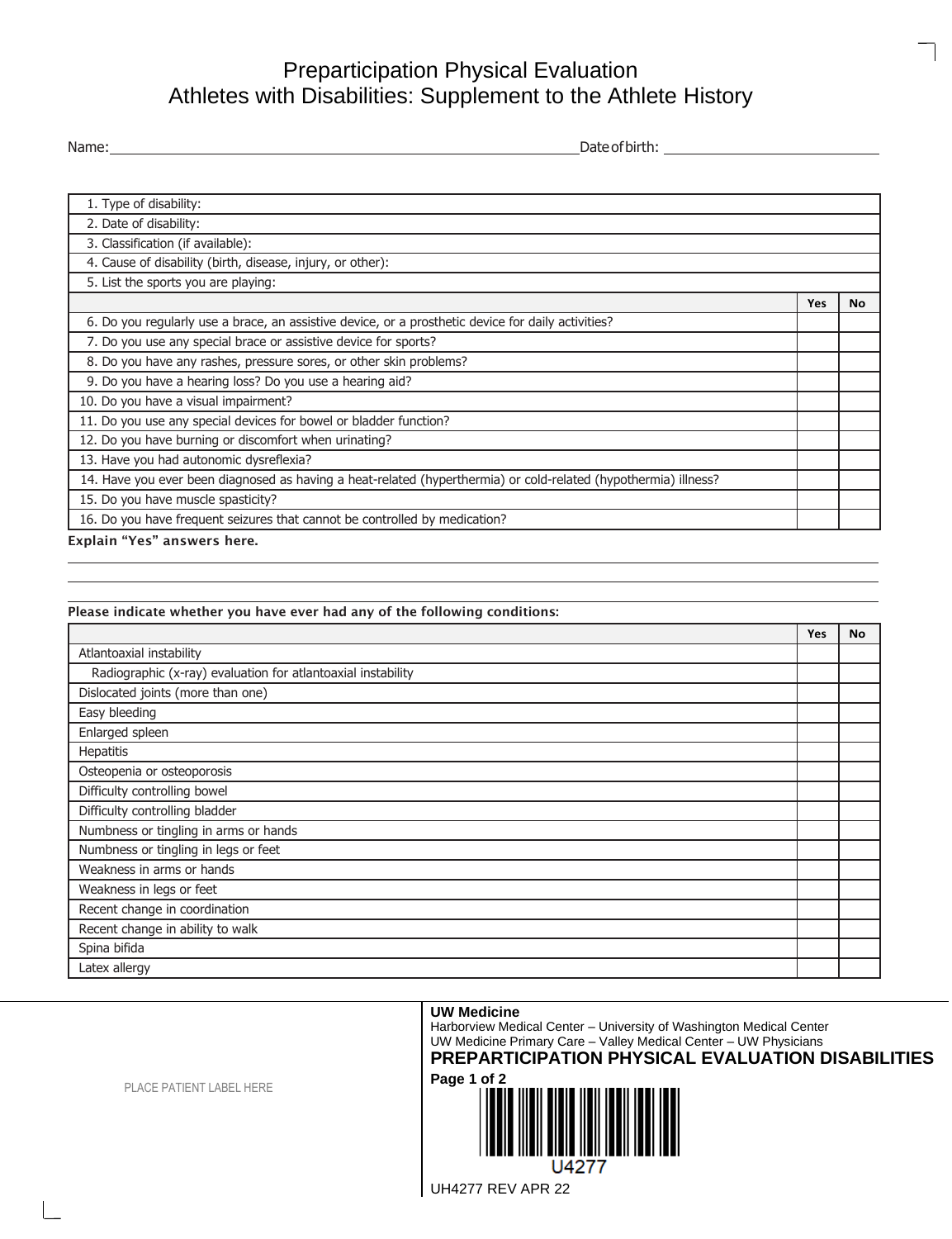# Preparticipation Physical Evaluation
## Athletes with Disabilities: Supplement to the Athlete History

Name: ______________________________ Date of birth: ______________

| | | |
|---|---|---|
| 1. Type of disability: | | |
| 2. Date of disability: | | |
| 3. Classification (if available): | | |
| 4. Cause of disability (birth, disease, injury, or other): | | |
| 5. List the sports you are playing: | | |
| | **Yes** | **No** |
| 6. Do you regularly use a brace, an assistive device, or a prosthetic device for daily activities? | | |
| 7. Do you use any special brace or assistive device for sports? | | |
| 8. Do you have any rashes, pressure sores, or other skin problems? | | |
| 9. Do you have a hearing loss? Do you use a hearing aid? | | |
| 10. Do you have a visual impairment? | | |
| 11. Do you use any special devices for bowel or bladder function? | | |
| 12. Do you have burning or discomfort when urinating? | | |
| 13. Have you had autonomic dysreflexia? | | |
| 14. Have you ever been diagnosed as having a heat-related (hyperthermia) or cold-related (hypothermia) illness? | | |
| 15. Do you have muscle spasticity? | | |
| 16. Do you have frequent seizures that cannot be controlled by medication? | | |

**Explain "Yes" answers here.**

______________________________

______________________________

______________________________

**Please indicate whether you have ever had any of the following conditions:**

| | **Yes** | **No** |
|---|---|---|
| Atlantoaxial instability | | |
| Radiographic (x-ray) evaluation for atlantoaxial instability | | |
| Dislocated joints (more than one) | | |
| Easy bleeding | | |
| Enlarged spleen | | |
| Hepatitis | | |
| Osteopenia or osteoporosis | | |
| Difficulty controlling bowel | | |
| Difficulty controlling bladder | | |
| Numbness or tingling in arms or hands | | |
| Numbness or tingling in legs or feet | | |
| Weakness in arms or hands | | |
| Weakness in legs or feet | | |
| Recent change in coordination | | |
| Recent change in ability to walk | | |
| Spina bifida | | |
| Latex allergy | | |

PLACE PATIENT LABEL HERE

**UW Medicine**
Harborview Medical Center – University of Washington Medical Center
UW Medicine Primary Care – Valley Medical Center – UW Physicians
**PREPARTICIPATION PHYSICAL EVALUATION DISABILITIES**

U4277

UH4277 REV APR 22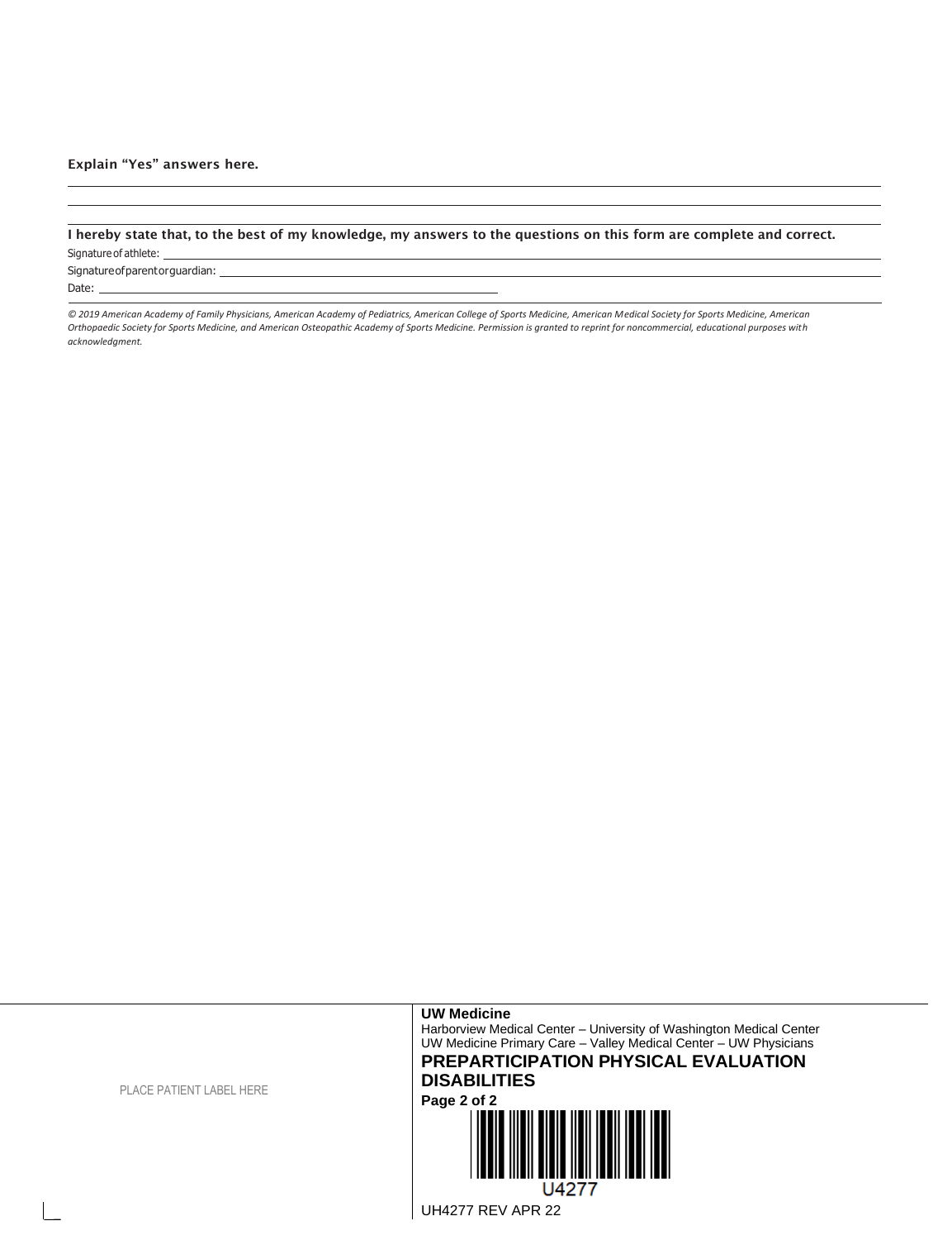**Explain "Yes" answers here.**

**I hereby state that, to the best of my knowledge, my answers to the questions on this form are complete and correct.**

Signature of athlete: \_\_\_\_\_\_\_\_\_\_\_\_\_\_\_\_\_\_\_\_\_\_\_\_\_\_\_\_\_\_\_\_\_\_\_\_\_\_\_\_

Signature of parent or guardian: \_\_\_\_\_\_\_\_\_\_\_\_\_\_\_\_\_\_\_\_\_\_\_\_\_\_\_\_\_\_\_\_\_\_\_\_\_\_\_\_

Date: \_\_\_\_\_\_\_\_\_\_\_\_\_\_\_\_\_\_\_\_\_\_\_\_\_\_\_\_\_\_\_\_\_\_\_\_\_\_\_\_

*© 2019 American Academy of Family Physicians, American Academy of Pediatrics, American College of Sports Medicine, American Medical Society for Sports Medicine, American Orthopaedic Society for Sports Medicine, and American Osteopathic Academy of Sports Medicine. Permission is granted to reprint for noncommercial, educational purposes with acknowledgment.*

PLACE PATIENT LABEL HERE

**UW Medicine**

Harborview Medical Center – University of Washington Medical Center
UW Medicine Primary Care – Valley Medical Center – UW Physicians

**PREPARTICIPATION PHYSICAL EVALUATION DISABILITIES**

U4277

UH4277 REV APR 22